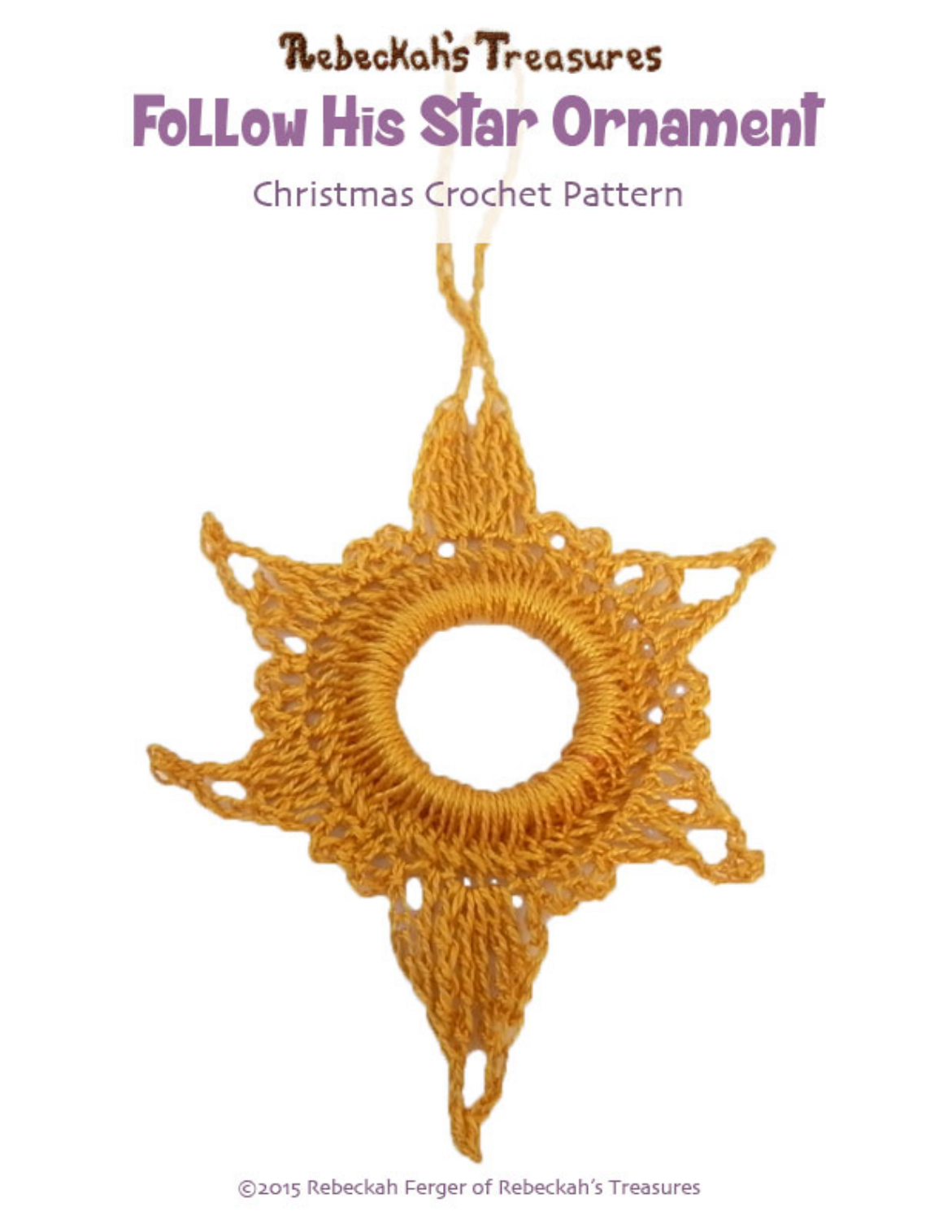Rebeckah's Treasures

# Follow His Star Ornament

## Christmas Crochet Pattern

©2015 Rebeckah Ferger of Rebeckah's Treasures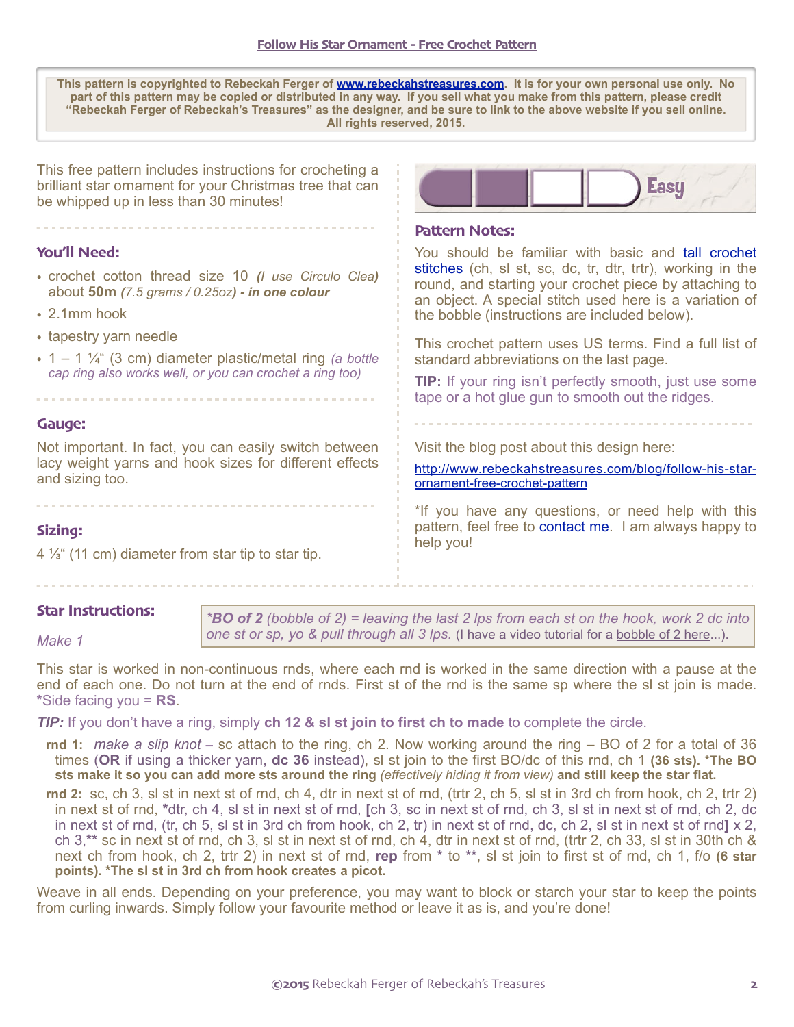## Follow His Star Ornament - Free Crochet Pattern

**This pattern is copyrighted to Rebeckah Ferger of www.rebeckahstreasures.com. It is for your own personal use only. No part of this pattern may be copied or distributed in any way. If you sell what you make from this pattern, please credit "Rebeckah Ferger of Rebeckah's Treasures" as the designer, and be sure to link to the above website if you sell online. All rights reserved, 2015.**

This free pattern includes instructions for crocheting a brilliant star ornament for your Christmas tree that can be whipped up in less than 30 minutes!

### You'll Need:

- crochet cotton thread size 10 ***(I use Circulo Clea)*** about **50m** ***(7.5 grams / 0.25oz) - in one colour***
- 2.1mm hook
- tapestry yarn needle
- 1 – 1 ¼" (3 cm) diameter plastic/metal ring *(a bottle cap ring also works well, or you can crochet a ring too)*

### Gauge:

Not important. In fact, you can easily switch between lacy weight yarns and hook sizes for different effects and sizing too.

### Sizing:

4 ⅓" (11 cm) diameter from star tip to star tip.

Easy

### Pattern Notes:

You should be familiar with basic and tall crochet stitches (ch, sl st, sc, dc, tr, dtr, trtr), working in the round, and starting your crochet piece by attaching to an object. A special stitch used here is a variation of the bobble (instructions are included below).

This crochet pattern uses US terms. Find a full list of standard abbreviations on the last page.

**TIP:** If your ring isn't perfectly smooth, just use some tape or a hot glue gun to smooth out the ridges.

Visit the blog post about this design here:

http://www.rebeckahstreasures.com/blog/follow-his-star-ornament-free-crochet-pattern

*If you have any questions, or need help with this pattern, feel free to contact me. I am always happy to help you!

### Star Instructions:

*Make 1*

*\*BO of 2 (bobble of 2) = leaving the last 2 lps from each st on the hook, work 2 dc into one st or sp, yo & pull through all 3 lps.* (I have a video tutorial for a bobble of 2 here...).

This star is worked in non-continuous rnds, where each rnd is worked in the same direction with a pause at the end of each one. Do not turn at the end of rnds. First st of the rnd is the same sp where the sl st join is made. *Side facing you = **RS**.

***TIP:*** If you don't have a ring, simply **ch 12 & sl st join to first ch to made** to complete the circle.

**rnd 1:** *make a slip knot* – sc attach to the ring, ch 2. Now working around the ring – BO of 2 for a total of 36 times (**OR** if using a thicker yarn, **dc 36** instead), sl st join to the first BO/dc of this rnd, ch 1 **(36 sts). *The BO sts make it so you can add more sts around the ring** *(effectively hiding it from view)* **and still keep the star flat.**

**rnd 2:** sc, ch 3, sl st in next st of rnd, ch 4, dtr in next st of rnd, (trtr 2, ch 5, sl st in 3rd ch from hook, ch 2, trtr 2) in next st of rnd, *dtr, ch 4, sl st in next st of rnd, **[**ch 3, sc in next st of rnd, ch 3, sl st in next st of rnd, ch 2, dc in next st of rnd, (tr, ch 5, sl st in 3rd ch from hook, ch 2, tr) in next st of rnd, dc, ch 2, sl st in next st of rnd**]** x 2, ch 3,** sc in next st of rnd, ch 3, sl st in next st of rnd, ch 4, dtr in next st of rnd, (trtr 2, ch 33, sl st in 30th ch & next ch from hook, ch 2, trtr 2) in next st of rnd, **rep** from * to **, sl st join to first st of rnd, ch 1, f/o **(6 star points). *The sl st in 3rd ch from hook creates a picot.**

Weave in all ends. Depending on your preference, you may want to block or starch your star to keep the points from curling inwards. Simply follow your favourite method or leave it as is, and you're done!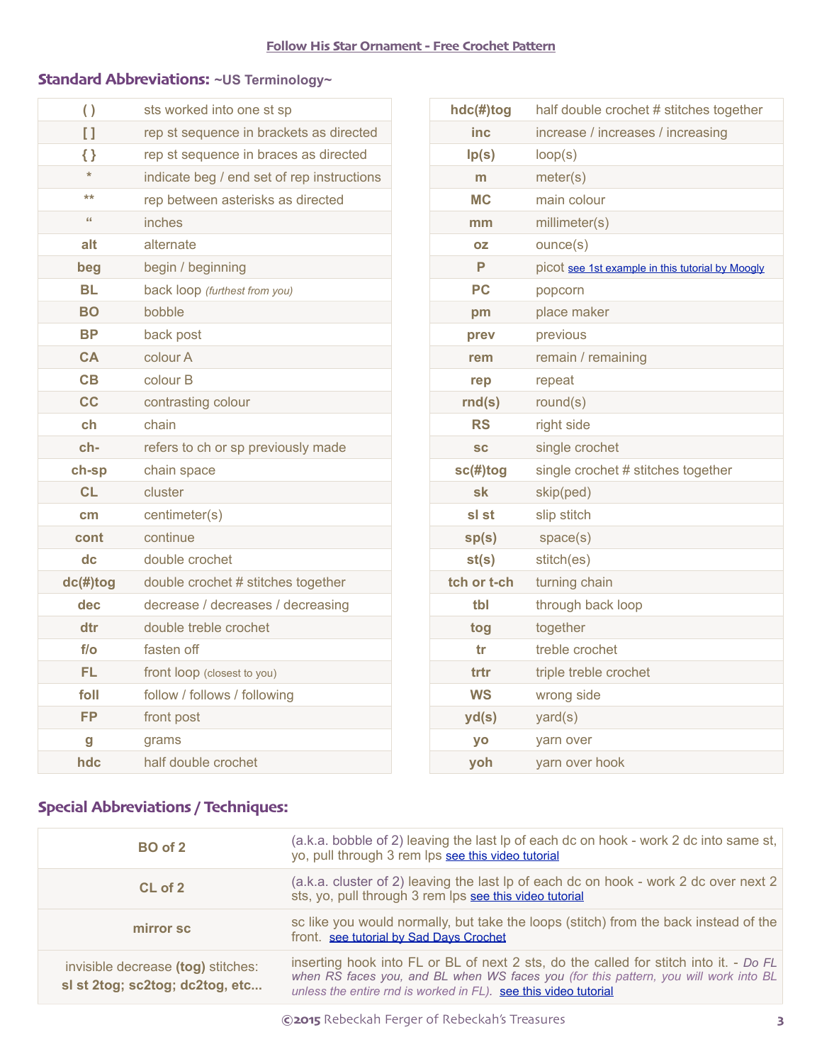Follow His Star Ornament - Free Crochet Pattern

## Standard Abbreviations: ~US Terminology~

| | |
|---|---|
| ( ) | sts worked into one st sp |
| [ ] | rep st sequence in brackets as directed |
| { } | rep st sequence in braces as directed |
| * | indicate beg / end set of rep instructions |
| ** | rep between asterisks as directed |
| " | inches |
| **alt** | alternate |
| **beg** | begin / beginning |
| **BL** | back loop *(furthest from you)* |
| **BO** | bobble |
| **BP** | back post |
| **CA** | colour A |
| **CB** | colour B |
| **CC** | contrasting colour |
| **ch** | chain |
| **ch-** | refers to ch or sp previously made |
| **ch-sp** | chain space |
| **CL** | cluster |
| **cm** | centimeter(s) |
| **cont** | continue |
| **dc** | double crochet |
| **dc(#)tog** | double crochet # stitches together |
| **dec** | decrease / decreases / decreasing |
| **dtr** | double treble crochet |
| **f/o** | fasten off |
| **FL** | front loop (closest to you) |
| **foll** | follow / follows / following |
| **FP** | front post |
| **g** | grams |
| **hdc** | half double crochet |
| **hdc(#)tog** | half double crochet # stitches together |
| **inc** | increase / increases / increasing |
| **lp(s)** | loop(s) |
| **m** | meter(s) |
| **MC** | main colour |
| **mm** | millimeter(s) |
| **oz** | ounce(s) |
| **P** | picot see 1st example in this tutorial by Moogly |
| **PC** | popcorn |
| **pm** | place maker |
| **prev** | previous |
| **rem** | remain / remaining |
| **rep** | repeat |
| **rnd(s)** | round(s) |
| **RS** | right side |
| **sc** | single crochet |
| **sc(#)tog** | single crochet # stitches together |
| **sk** | skip(ped) |
| **sl st** | slip stitch |
| **sp(s)** | space(s) |
| **st(s)** | stitch(es) |
| **tch or t-ch** | turning chain |
| **tbl** | through back loop |
| **tog** | together |
| **tr** | treble crochet |
| **trtr** | triple treble crochet |
| **WS** | wrong side |
| **yd(s)** | yard(s) |
| **yo** | yarn over |
| **yoh** | yarn over hook |

## Special Abbreviations / Techniques:

| | |
|---|---|
| **BO of 2** | (a.k.a. bobble of 2) leaving the last lp of each dc on hook - work 2 dc into same st, yo, pull through 3 rem lps see this video tutorial |
| **CL of 2** | (a.k.a. cluster of 2) leaving the last lp of each dc on hook - work 2 dc over next 2 sts, yo, pull through 3 rem lps see this video tutorial |
| **mirror sc** | sc like you would normally, but take the loops (stitch) from the back instead of the front. see tutorial by Sad Days Crochet |
| invisible decrease **(tog)** stitches: **sl st 2tog; sc2tog; dc2tog, etc...** | inserting hook into FL or BL of next 2 sts, do the called for stitch into it. - *Do FL when RS faces you, and BL when WS faces you (for this pattern, you will work into BL unless the entire rnd is worked in FL).* see this video tutorial |

©2015 Rebeckah Ferger of Rebeckah's Treasures